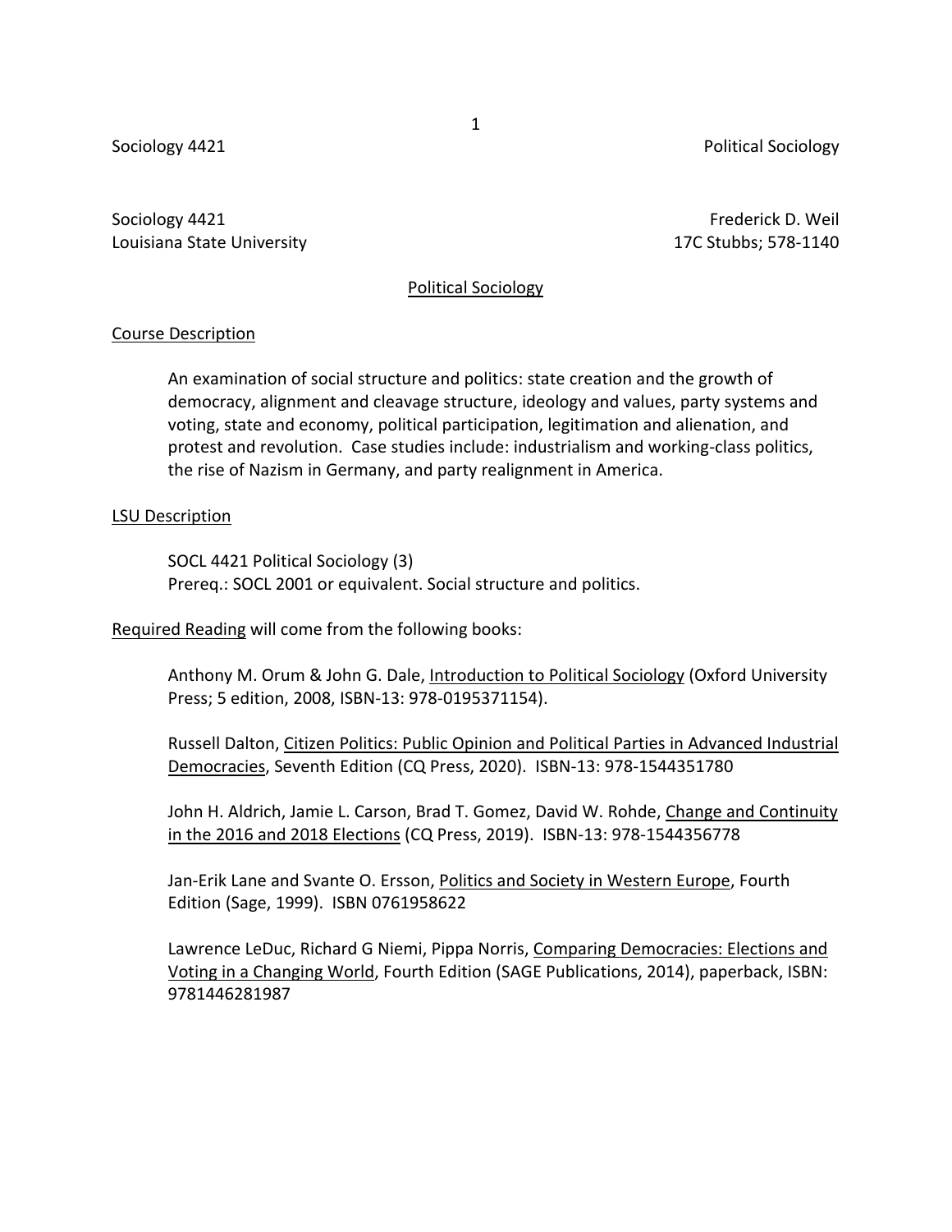Sociology 4421
Louisiana State University

Frederick D. Weil
17C Stubbs; 578-1140

# Political Sociology

## Course Description

An examination of social structure and politics: state creation and the growth of democracy, alignment and cleavage structure, ideology and values, party systems and voting, state and economy, political participation, legitimation and alienation, and protest and revolution. Case studies include: industrialism and working-class politics, the rise of Nazism in Germany, and party realignment in America.

## LSU Description

SOCL 4421 Political Sociology (3)
Prereq.: SOCL 2001 or equivalent. Social structure and politics.

Required Reading will come from the following books:

Anthony M. Orum & John G. Dale, Introduction to Political Sociology (Oxford University Press; 5 edition, 2008, ISBN-13: 978-0195371154).

Russell Dalton, Citizen Politics: Public Opinion and Political Parties in Advanced Industrial Democracies, Seventh Edition (CQ Press, 2020). ISBN-13: 978-1544351780

John H. Aldrich, Jamie L. Carson, Brad T. Gomez, David W. Rohde, Change and Continuity in the 2016 and 2018 Elections (CQ Press, 2019). ISBN-13: 978-1544356778

Jan-Erik Lane and Svante O. Ersson, Politics and Society in Western Europe, Fourth Edition (Sage, 1999). ISBN 0761958622

Lawrence LeDuc, Richard G Niemi, Pippa Norris, Comparing Democracies: Elections and Voting in a Changing World, Fourth Edition (SAGE Publications, 2014), paperback, ISBN: 9781446281987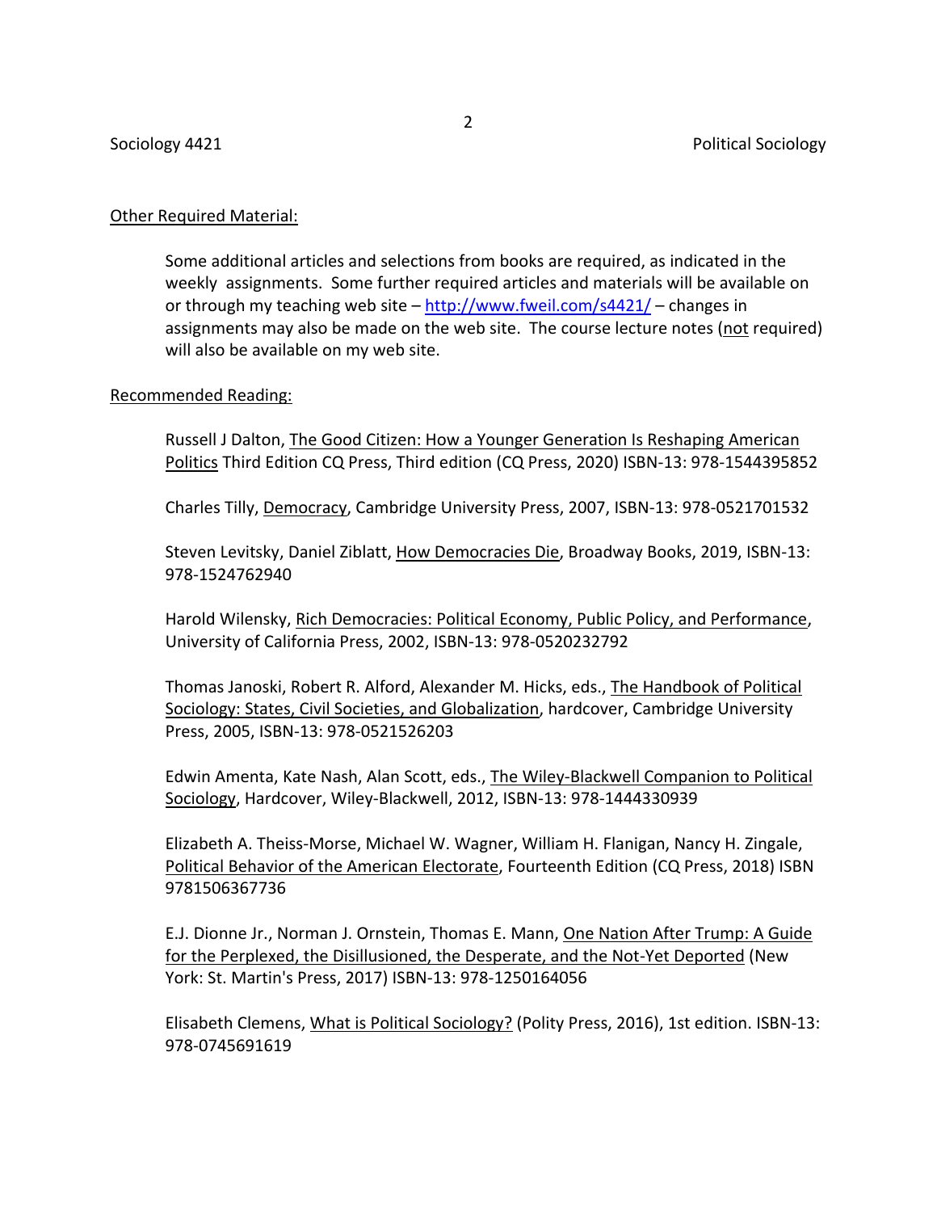## Other Required Material:

Some additional articles and selections from books are required, as indicated in the weekly assignments. Some further required articles and materials will be available on or through my teaching web site – http://www.fweil.com/s4421/ – changes in assignments may also be made on the web site. The course lecture notes (not required) will also be available on my web site.

## Recommended Reading:

Russell J Dalton, The Good Citizen: How a Younger Generation Is Reshaping American Politics Third Edition CQ Press, Third edition (CQ Press, 2020) ISBN-13: 978-1544395852

Charles Tilly, Democracy, Cambridge University Press, 2007, ISBN-13: 978-0521701532

Steven Levitsky, Daniel Ziblatt, How Democracies Die, Broadway Books, 2019, ISBN-13: 978-1524762940

Harold Wilensky, Rich Democracies: Political Economy, Public Policy, and Performance, University of California Press, 2002, ISBN-13: 978-0520232792

Thomas Janoski, Robert R. Alford, Alexander M. Hicks, eds., The Handbook of Political Sociology: States, Civil Societies, and Globalization, hardcover, Cambridge University Press, 2005, ISBN-13: 978-0521526203

Edwin Amenta, Kate Nash, Alan Scott, eds., The Wiley-Blackwell Companion to Political Sociology, Hardcover, Wiley-Blackwell, 2012, ISBN-13: 978-1444330939

Elizabeth A. Theiss-Morse, Michael W. Wagner, William H. Flanigan, Nancy H. Zingale, Political Behavior of the American Electorate, Fourteenth Edition (CQ Press, 2018) ISBN 9781506367736

E.J. Dionne Jr., Norman J. Ornstein, Thomas E. Mann, One Nation After Trump: A Guide for the Perplexed, the Disillusioned, the Desperate, and the Not-Yet Deported (New York: St. Martin's Press, 2017) ISBN-13: 978-1250164056

Elisabeth Clemens, What is Political Sociology? (Polity Press, 2016), 1st edition. ISBN-13: 978-0745691619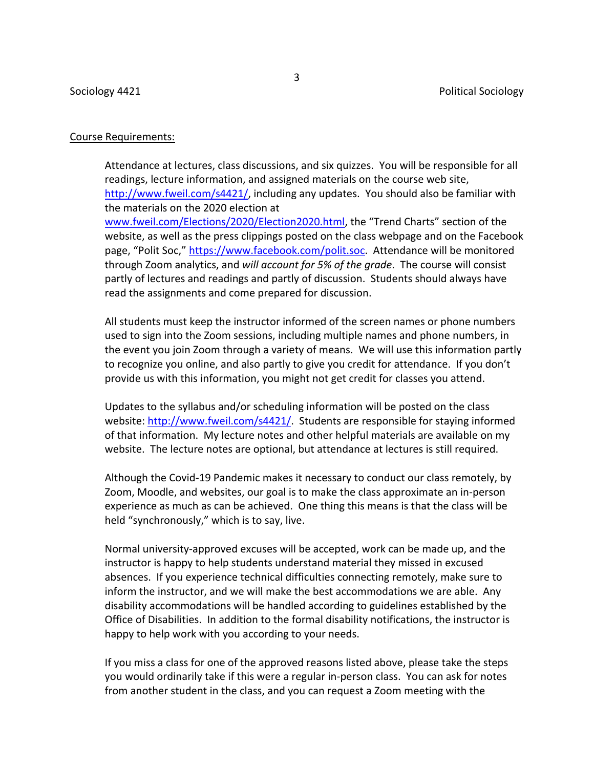Course Requirements:

Attendance at lectures, class discussions, and six quizzes. You will be responsible for all readings, lecture information, and assigned materials on the course web site, http://www.fweil.com/s4421/, including any updates. You should also be familiar with the materials on the 2020 election at www.fweil.com/Elections/2020/Election2020.html, the "Trend Charts" section of the website, as well as the press clippings posted on the class webpage and on the Facebook page, "Polit Soc," https://www.facebook.com/polit.soc. Attendance will be monitored through Zoom analytics, and *will account for 5% of the grade*. The course will consist partly of lectures and readings and partly of discussion. Students should always have read the assignments and come prepared for discussion.

All students must keep the instructor informed of the screen names or phone numbers used to sign into the Zoom sessions, including multiple names and phone numbers, in the event you join Zoom through a variety of means. We will use this information partly to recognize you online, and also partly to give you credit for attendance. If you don't provide us with this information, you might not get credit for classes you attend.

Updates to the syllabus and/or scheduling information will be posted on the class website: http://www.fweil.com/s4421/. Students are responsible for staying informed of that information. My lecture notes and other helpful materials are available on my website. The lecture notes are optional, but attendance at lectures is still required.

Although the Covid-19 Pandemic makes it necessary to conduct our class remotely, by Zoom, Moodle, and websites, our goal is to make the class approximate an in-person experience as much as can be achieved. One thing this means is that the class will be held "synchronously," which is to say, live.

Normal university-approved excuses will be accepted, work can be made up, and the instructor is happy to help students understand material they missed in excused absences. If you experience technical difficulties connecting remotely, make sure to inform the instructor, and we will make the best accommodations we are able. Any disability accommodations will be handled according to guidelines established by the Office of Disabilities. In addition to the formal disability notifications, the instructor is happy to help work with you according to your needs.

If you miss a class for one of the approved reasons listed above, please take the steps you would ordinarily take if this were a regular in-person class. You can ask for notes from another student in the class, and you can request a Zoom meeting with the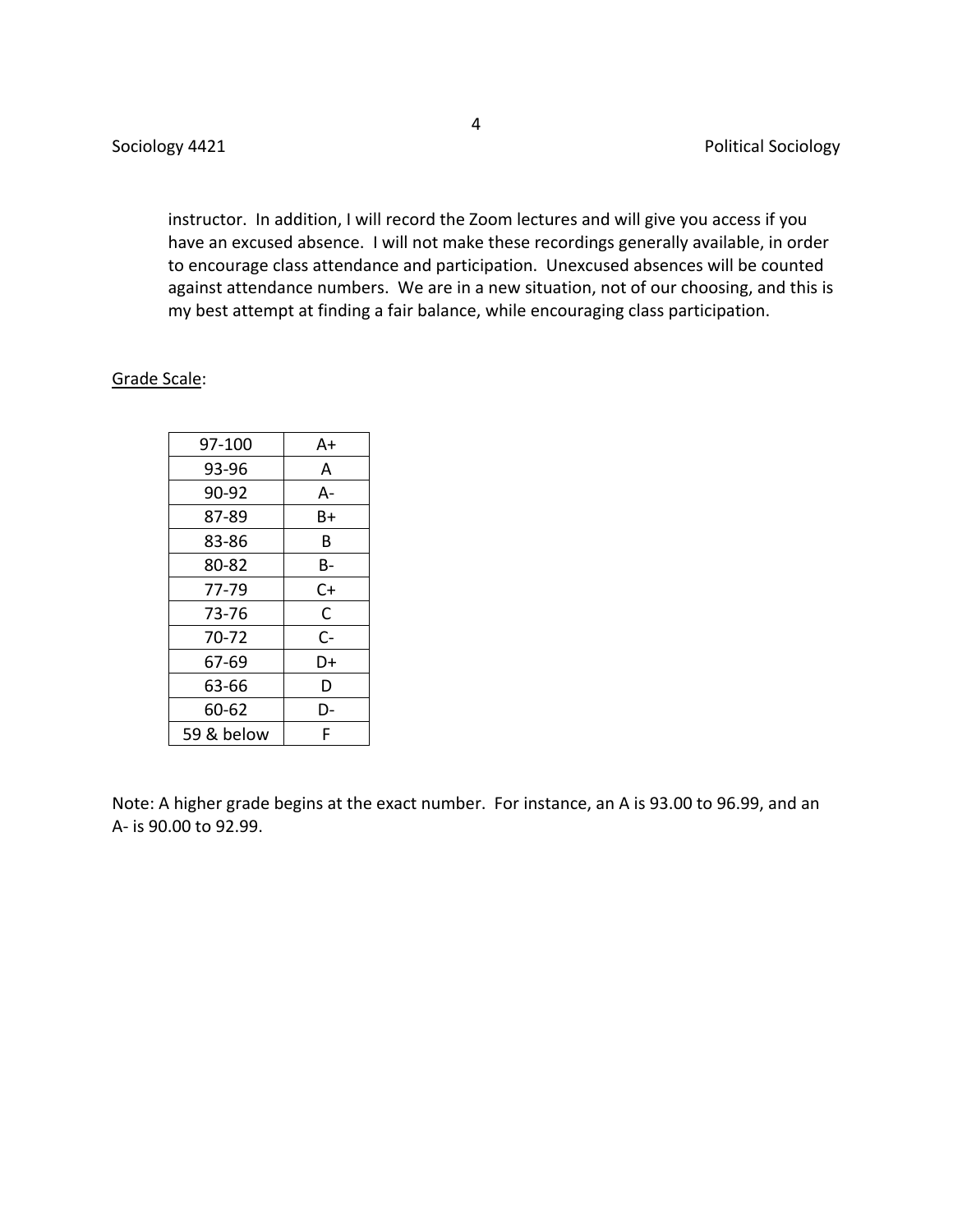instructor. In addition, I will record the Zoom lectures and will give you access if you have an excused absence. I will not make these recordings generally available, in order to encourage class attendance and participation. Unexcused absences will be counted against attendance numbers. We are in a new situation, not of our choosing, and this is my best attempt at finding a fair balance, while encouraging class participation.

Grade Scale:

| 97-100 | A+ |
|---|---|
| 93-96 | A |
| 90-92 | A- |
| 87-89 | B+ |
| 83-86 | B |
| 80-82 | B- |
| 77-79 | C+ |
| 73-76 | C |
| 70-72 | C- |
| 67-69 | D+ |
| 63-66 | D |
| 60-62 | D- |
| 59 & below | F |

Note: A higher grade begins at the exact number. For instance, an A is 93.00 to 96.99, and an A- is 90.00 to 92.99.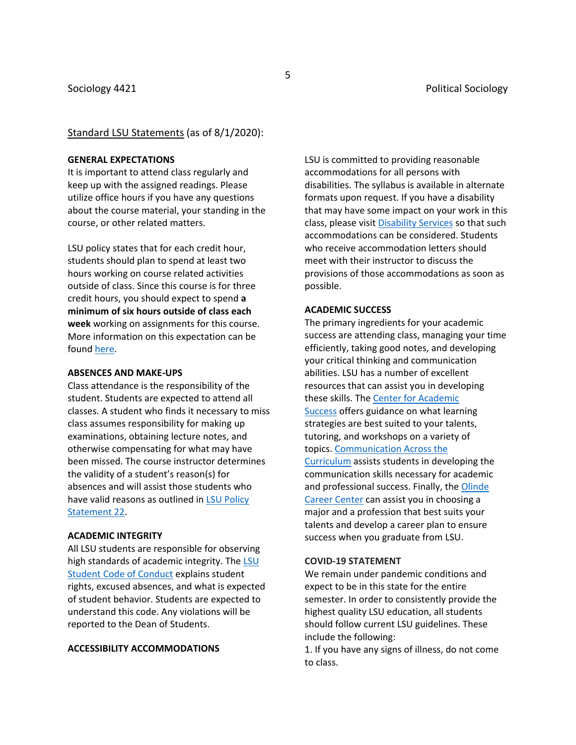Standard LSU Statements (as of 8/1/2020):

**GENERAL EXPECTATIONS**

It is important to attend class regularly and keep up with the assigned readings. Please utilize office hours if you have any questions about the course material, your standing in the course, or other related matters.

LSU policy states that for each credit hour, students should plan to spend at least two hours working on course related activities outside of class. Since this course is for three credit hours, you should expect to spend **a minimum of six hours outside of class each week** working on assignments for this course. More information on this expectation can be found here.

**ABSENCES AND MAKE-UPS**

Class attendance is the responsibility of the student. Students are expected to attend all classes. A student who finds it necessary to miss class assumes responsibility for making up examinations, obtaining lecture notes, and otherwise compensating for what may have been missed. The course instructor determines the validity of a student's reason(s) for absences and will assist those students who have valid reasons as outlined in LSU Policy Statement 22.

**ACADEMIC INTEGRITY**

All LSU students are responsible for observing high standards of academic integrity. The LSU Student Code of Conduct explains student rights, excused absences, and what is expected of student behavior. Students are expected to understand this code. Any violations will be reported to the Dean of Students.

**ACCESSIBILITY ACCOMMODATIONS**

LSU is committed to providing reasonable accommodations for all persons with disabilities. The syllabus is available in alternate formats upon request. If you have a disability that may have some impact on your work in this class, please visit Disability Services so that such accommodations can be considered. Students who receive accommodation letters should meet with their instructor to discuss the provisions of those accommodations as soon as possible.

**ACADEMIC SUCCESS**

The primary ingredients for your academic success are attending class, managing your time efficiently, taking good notes, and developing your critical thinking and communication abilities. LSU has a number of excellent resources that can assist you in developing these skills. The Center for Academic Success offers guidance on what learning strategies are best suited to your talents, tutoring, and workshops on a variety of topics. Communication Across the Curriculum assists students in developing the communication skills necessary for academic and professional success. Finally, the Olinde Career Center can assist you in choosing a major and a profession that best suits your talents and develop a career plan to ensure success when you graduate from LSU.

**COVID-19 STATEMENT**

We remain under pandemic conditions and expect to be in this state for the entire semester. In order to consistently provide the highest quality LSU education, all students should follow current LSU guidelines. These include the following:

1. If you have any signs of illness, do not come to class.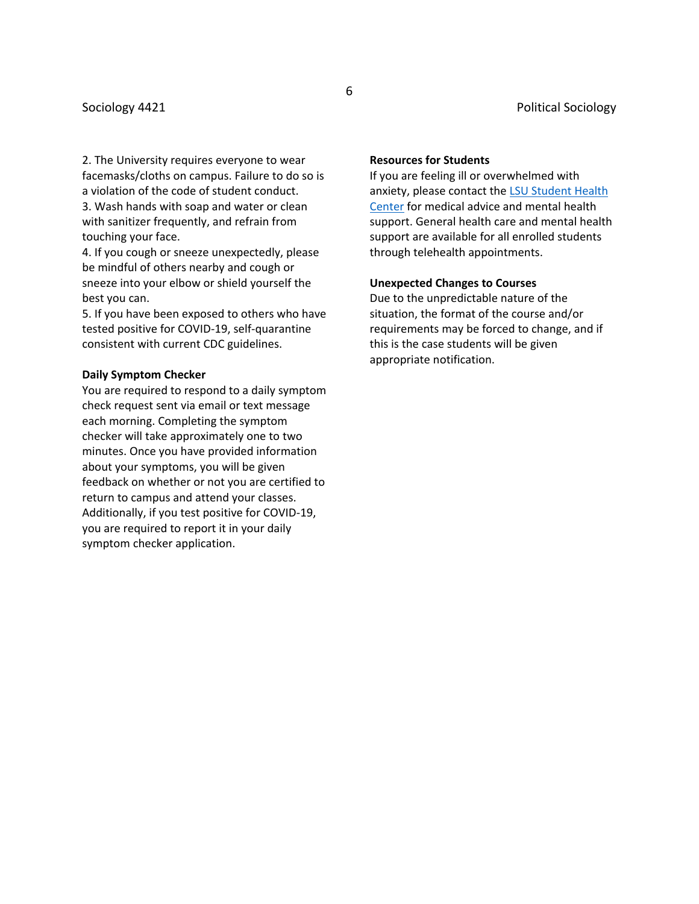2. The University requires everyone to wear facemasks/cloths on campus. Failure to do so is a violation of the code of student conduct.
3. Wash hands with soap and water or clean with sanitizer frequently, and refrain from touching your face.
4. If you cough or sneeze unexpectedly, please be mindful of others nearby and cough or sneeze into your elbow or shield yourself the best you can.
5. If you have been exposed to others who have tested positive for COVID-19, self-quarantine consistent with current CDC guidelines.

**Daily Symptom Checker**

You are required to respond to a daily symptom check request sent via email or text message each morning. Completing the symptom checker will take approximately one to two minutes. Once you have provided information about your symptoms, you will be given feedback on whether or not you are certified to return to campus and attend your classes. Additionally, if you test positive for COVID-19, you are required to report it in your daily symptom checker application.

**Resources for Students**

If you are feeling ill or overwhelmed with anxiety, please contact the LSU Student Health Center for medical advice and mental health support. General health care and mental health support are available for all enrolled students through telehealth appointments.

**Unexpected Changes to Courses**

Due to the unpredictable nature of the situation, the format of the course and/or requirements may be forced to change, and if this is the case students will be given appropriate notification.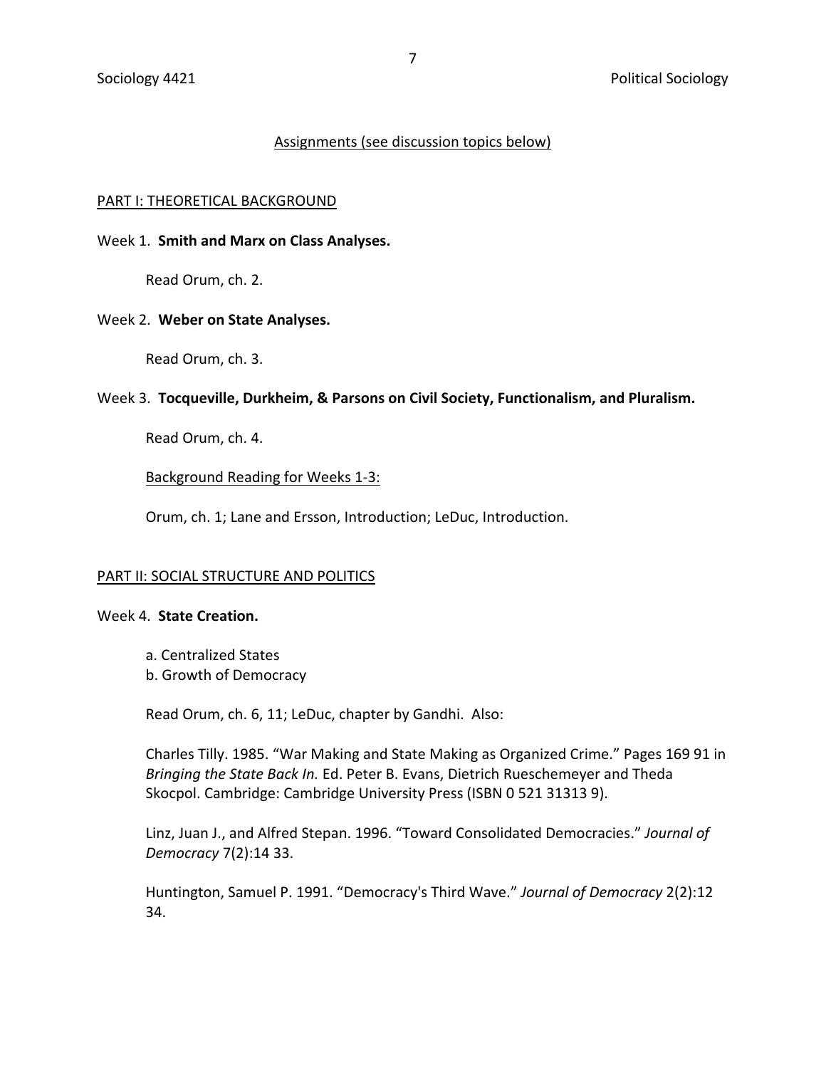## Assignments (see discussion topics below)

### PART I: THEORETICAL BACKGROUND

Week 1. **Smith and Marx on Class Analyses.**

Read Orum, ch. 2.

Week 2. **Weber on State Analyses.**

Read Orum, ch. 3.

Week 3. **Tocqueville, Durkheim, & Parsons on Civil Society, Functionalism, and Pluralism.**

Read Orum, ch. 4.

Background Reading for Weeks 1-3:

Orum, ch. 1; Lane and Ersson, Introduction; LeDuc, Introduction.

### PART II: SOCIAL STRUCTURE AND POLITICS

Week 4. **State Creation.**

a. Centralized States
b. Growth of Democracy

Read Orum, ch. 6, 11; LeDuc, chapter by Gandhi. Also:

Charles Tilly. 1985. "War Making and State Making as Organized Crime." Pages 169 91 in *Bringing the State Back In.* Ed. Peter B. Evans, Dietrich Rueschemeyer and Theda Skocpol. Cambridge: Cambridge University Press (ISBN 0 521 31313 9).

Linz, Juan J., and Alfred Stepan. 1996. "Toward Consolidated Democracies." *Journal of Democracy* 7(2):14 33.

Huntington, Samuel P. 1991. "Democracy's Third Wave." *Journal of Democracy* 2(2):12 34.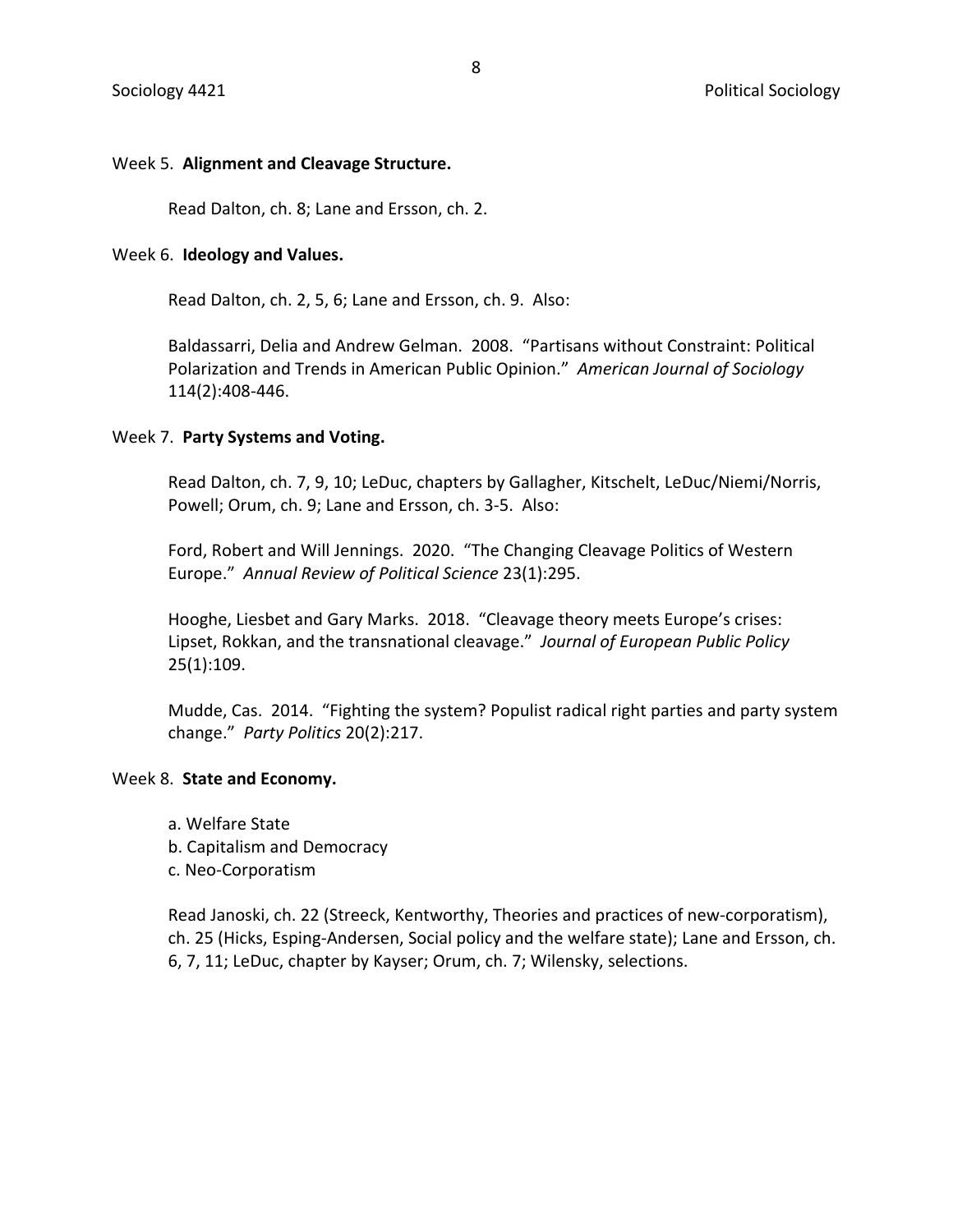Week 5. **Alignment and Cleavage Structure.**

Read Dalton, ch. 8; Lane and Ersson, ch. 2.

Week 6. **Ideology and Values.**

Read Dalton, ch. 2, 5, 6; Lane and Ersson, ch. 9. Also:

Baldassarri, Delia and Andrew Gelman. 2008. "Partisans without Constraint: Political Polarization and Trends in American Public Opinion." *American Journal of Sociology* 114(2):408-446.

Week 7. **Party Systems and Voting.**

Read Dalton, ch. 7, 9, 10; LeDuc, chapters by Gallagher, Kitschelt, LeDuc/Niemi/Norris, Powell; Orum, ch. 9; Lane and Ersson, ch. 3-5. Also:

Ford, Robert and Will Jennings. 2020. "The Changing Cleavage Politics of Western Europe." *Annual Review of Political Science* 23(1):295.

Hooghe, Liesbet and Gary Marks. 2018. "Cleavage theory meets Europe's crises: Lipset, Rokkan, and the transnational cleavage." *Journal of European Public Policy* 25(1):109.

Mudde, Cas. 2014. "Fighting the system? Populist radical right parties and party system change." *Party Politics* 20(2):217.

Week 8. **State and Economy.**

a. Welfare State
b. Capitalism and Democracy
c. Neo-Corporatism

Read Janoski, ch. 22 (Streeck, Kentworthy, Theories and practices of new-corporatism), ch. 25 (Hicks, Esping-Andersen, Social policy and the welfare state); Lane and Ersson, ch. 6, 7, 11; LeDuc, chapter by Kayser; Orum, ch. 7; Wilensky, selections.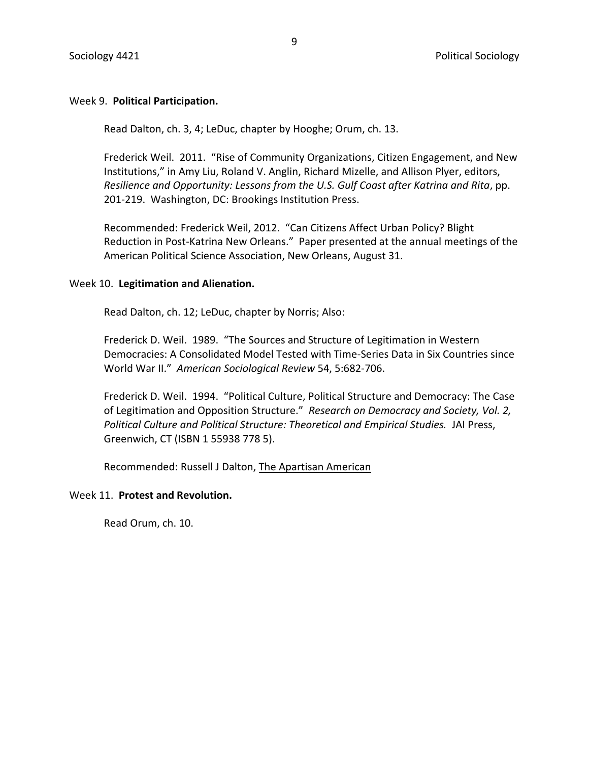Week 9. **Political Participation.**

Read Dalton, ch. 3, 4; LeDuc, chapter by Hooghe; Orum, ch. 13.

Frederick Weil. 2011. "Rise of Community Organizations, Citizen Engagement, and New Institutions," in Amy Liu, Roland V. Anglin, Richard Mizelle, and Allison Plyer, editors, *Resilience and Opportunity: Lessons from the U.S. Gulf Coast after Katrina and Rita*, pp. 201-219. Washington, DC: Brookings Institution Press.

Recommended: Frederick Weil, 2012. "Can Citizens Affect Urban Policy? Blight Reduction in Post-Katrina New Orleans." Paper presented at the annual meetings of the American Political Science Association, New Orleans, August 31.

Week 10. **Legitimation and Alienation.**

Read Dalton, ch. 12; LeDuc, chapter by Norris; Also:

Frederick D. Weil. 1989. "The Sources and Structure of Legitimation in Western Democracies: A Consolidated Model Tested with Time-Series Data in Six Countries since World War II." *American Sociological Review* 54, 5:682-706.

Frederick D. Weil. 1994. "Political Culture, Political Structure and Democracy: The Case of Legitimation and Opposition Structure." *Research on Democracy and Society, Vol. 2, Political Culture and Political Structure: Theoretical and Empirical Studies.* JAI Press, Greenwich, CT (ISBN 1 55938 778 5).

Recommended: Russell J Dalton, <u>The Apartisan American</u>

Week 11. **Protest and Revolution.**

Read Orum, ch. 10.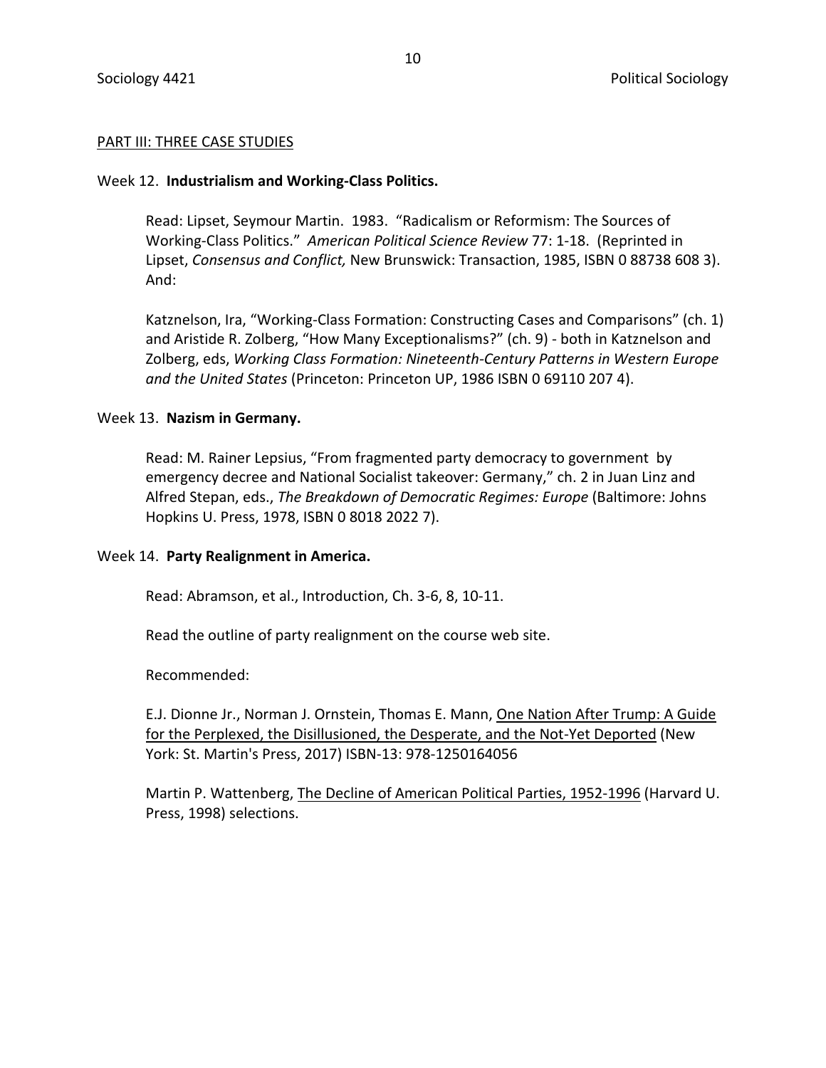PART III: THREE CASE STUDIES

Week 12. **Industrialism and Working-Class Politics.**

Read: Lipset, Seymour Martin. 1983. "Radicalism or Reformism: The Sources of Working-Class Politics." *American Political Science Review* 77: 1-18. (Reprinted in Lipset, *Consensus and Conflict,* New Brunswick: Transaction, 1985, ISBN 0 88738 608 3). And:

Katznelson, Ira, "Working-Class Formation: Constructing Cases and Comparisons" (ch. 1) and Aristide R. Zolberg, "How Many Exceptionalisms?" (ch. 9) - both in Katznelson and Zolberg, eds, *Working Class Formation: Nineteenth-Century Patterns in Western Europe and the United States* (Princeton: Princeton UP, 1986 ISBN 0 69110 207 4).

Week 13. **Nazism in Germany.**

Read: M. Rainer Lepsius, "From fragmented party democracy to government by emergency decree and National Socialist takeover: Germany," ch. 2 in Juan Linz and Alfred Stepan, eds., *The Breakdown of Democratic Regimes: Europe* (Baltimore: Johns Hopkins U. Press, 1978, ISBN 0 8018 2022 7).

Week 14. **Party Realignment in America.**

Read: Abramson, et al., Introduction, Ch. 3-6, 8, 10-11.

Read the outline of party realignment on the course web site.

Recommended:

E.J. Dionne Jr., Norman J. Ornstein, Thomas E. Mann, One Nation After Trump: A Guide for the Perplexed, the Disillusioned, the Desperate, and the Not-Yet Deported (New York: St. Martin's Press, 2017) ISBN-13: 978-1250164056

Martin P. Wattenberg, The Decline of American Political Parties, 1952-1996 (Harvard U. Press, 1998) selections.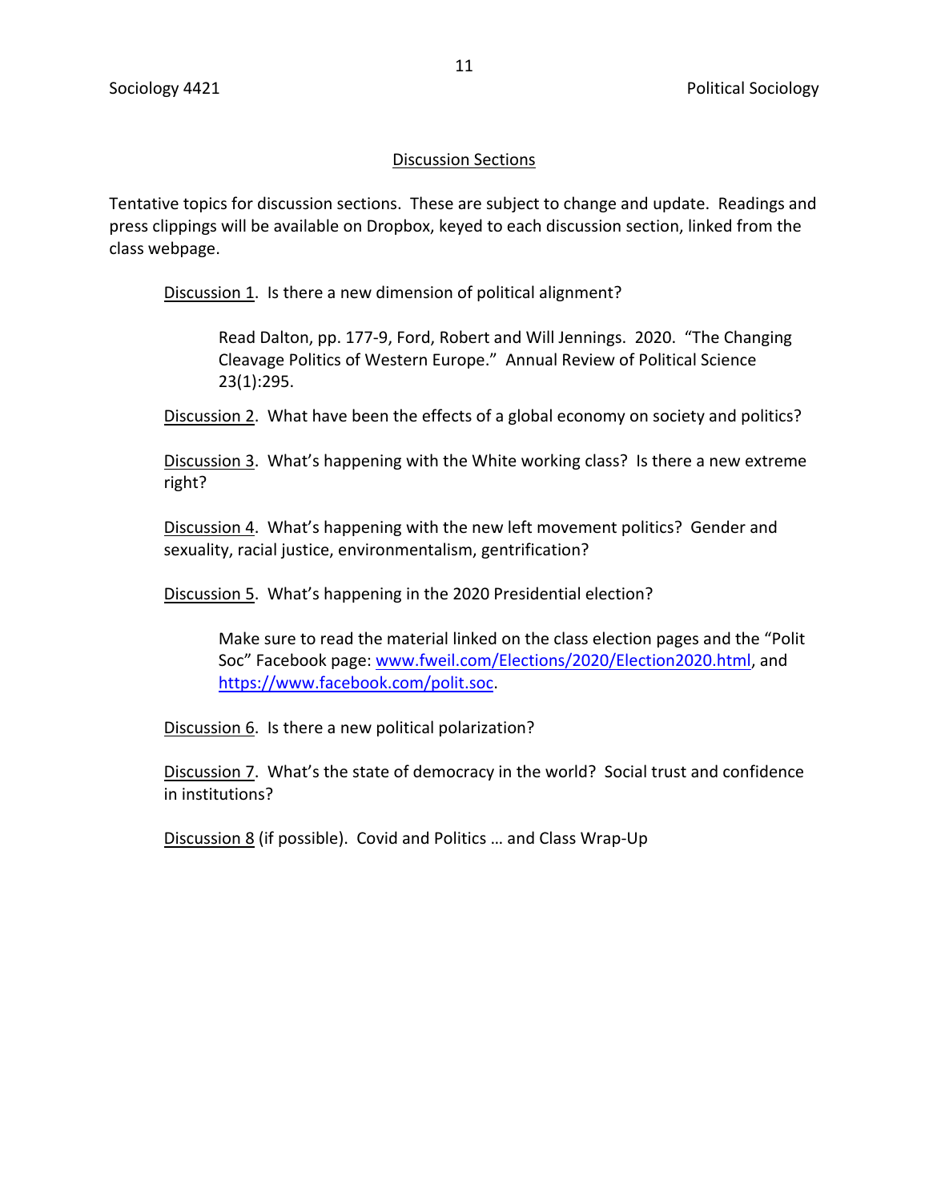## Discussion Sections

Tentative topics for discussion sections. These are subject to change and update. Readings and press clippings will be available on Dropbox, keyed to each discussion section, linked from the class webpage.

Discussion 1. Is there a new dimension of political alignment?

> Read Dalton, pp. 177-9, Ford, Robert and Will Jennings. 2020. "The Changing Cleavage Politics of Western Europe." Annual Review of Political Science 23(1):295.

Discussion 2. What have been the effects of a global economy on society and politics?

Discussion 3. What's happening with the White working class? Is there a new extreme right?

Discussion 4. What's happening with the new left movement politics? Gender and sexuality, racial justice, environmentalism, gentrification?

Discussion 5. What's happening in the 2020 Presidential election?

> Make sure to read the material linked on the class election pages and the "Polit Soc" Facebook page: [www.fweil.com/Elections/2020/Election2020.html](www.fweil.com/Elections/2020/Election2020.html), and [https://www.facebook.com/polit.soc](https://www.facebook.com/polit.soc).

Discussion 6. Is there a new political polarization?

Discussion 7. What's the state of democracy in the world? Social trust and confidence in institutions?

Discussion 8 (if possible). Covid and Politics … and Class Wrap-Up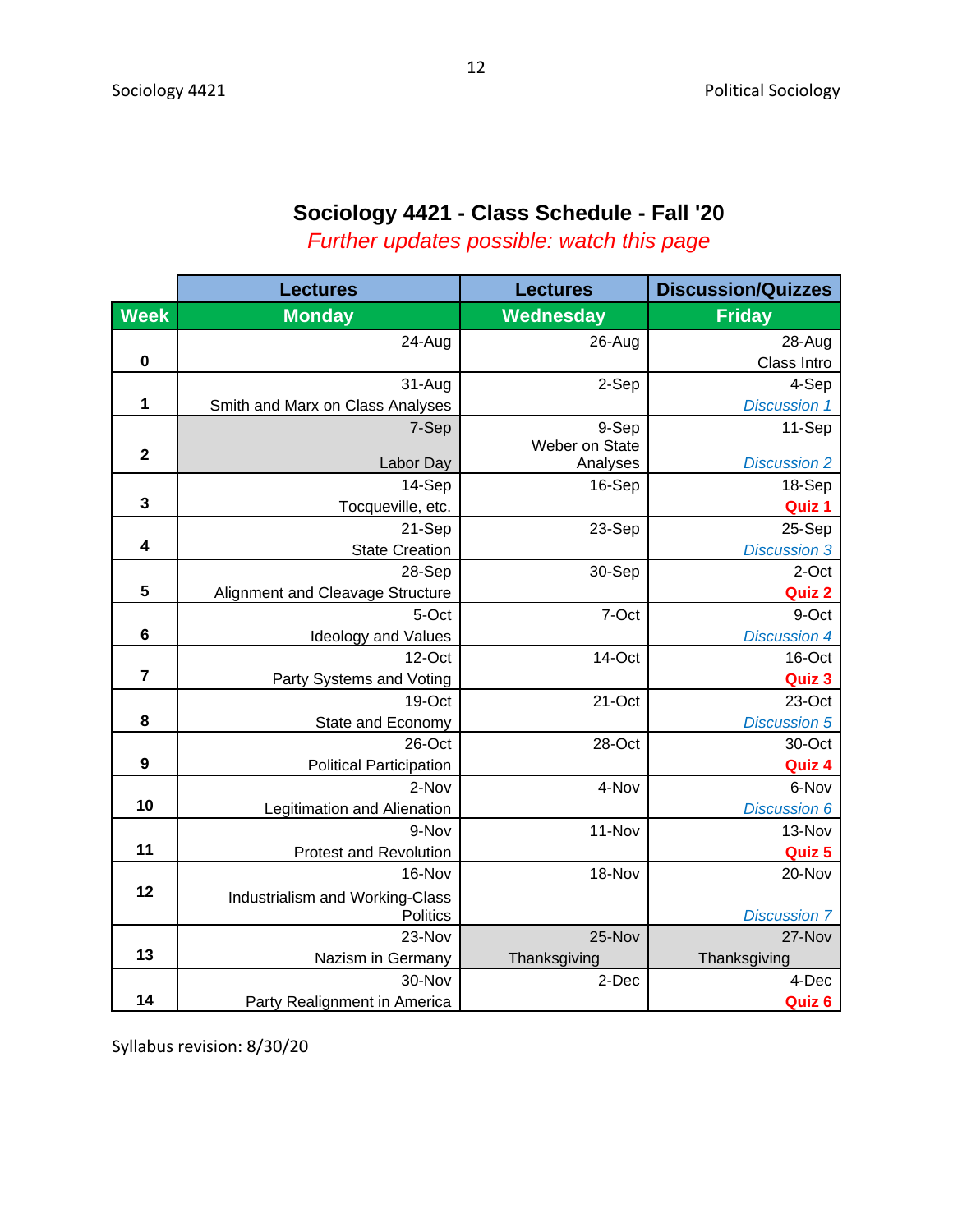# Sociology 4421 - Class Schedule - Fall '20

*Further updates possible: watch this page*

| | Lectures | Lectures | Discussion/Quizzes |
|---|---|---|---|
| **Week** | **Monday** | **Wednesday** | **Friday** |
| **0** | 24-Aug | 26-Aug | 28-Aug Class Intro |
| **1** | 31-Aug Smith and Marx on Class Analyses | 2-Sep | 4-Sep *Discussion 1* |
| **2** | 7-Sep Labor Day | 9-Sep Weber on State Analyses | 11-Sep *Discussion 2* |
| **3** | 14-Sep Tocqueville, etc. | 16-Sep | 18-Sep **Quiz 1** |
| **4** | 21-Sep State Creation | 23-Sep | 25-Sep *Discussion 3* |
| **5** | 28-Sep Alignment and Cleavage Structure | 30-Sep | 2-Oct **Quiz 2** |
| **6** | 5-Oct Ideology and Values | 7-Oct | 9-Oct *Discussion 4* |
| **7** | 12-Oct Party Systems and Voting | 14-Oct | 16-Oct **Quiz 3** |
| **8** | 19-Oct State and Economy | 21-Oct | 23-Oct *Discussion 5* |
| **9** | 26-Oct Political Participation | 28-Oct | 30-Oct **Quiz 4** |
| **10** | 2-Nov Legitimation and Alienation | 4-Nov | 6-Nov *Discussion 6* |
| **11** | 9-Nov Protest and Revolution | 11-Nov | 13-Nov **Quiz 5** |
| **12** | 16-Nov Industrialism and Working-Class Politics | 18-Nov | 20-Nov *Discussion 7* |
| **13** | 23-Nov Nazism in Germany | 25-Nov Thanksgiving | 27-Nov Thanksgiving |
| **14** | 30-Nov Party Realignment in America | 2-Dec | 4-Dec **Quiz 6** |

Syllabus revision: 8/30/20